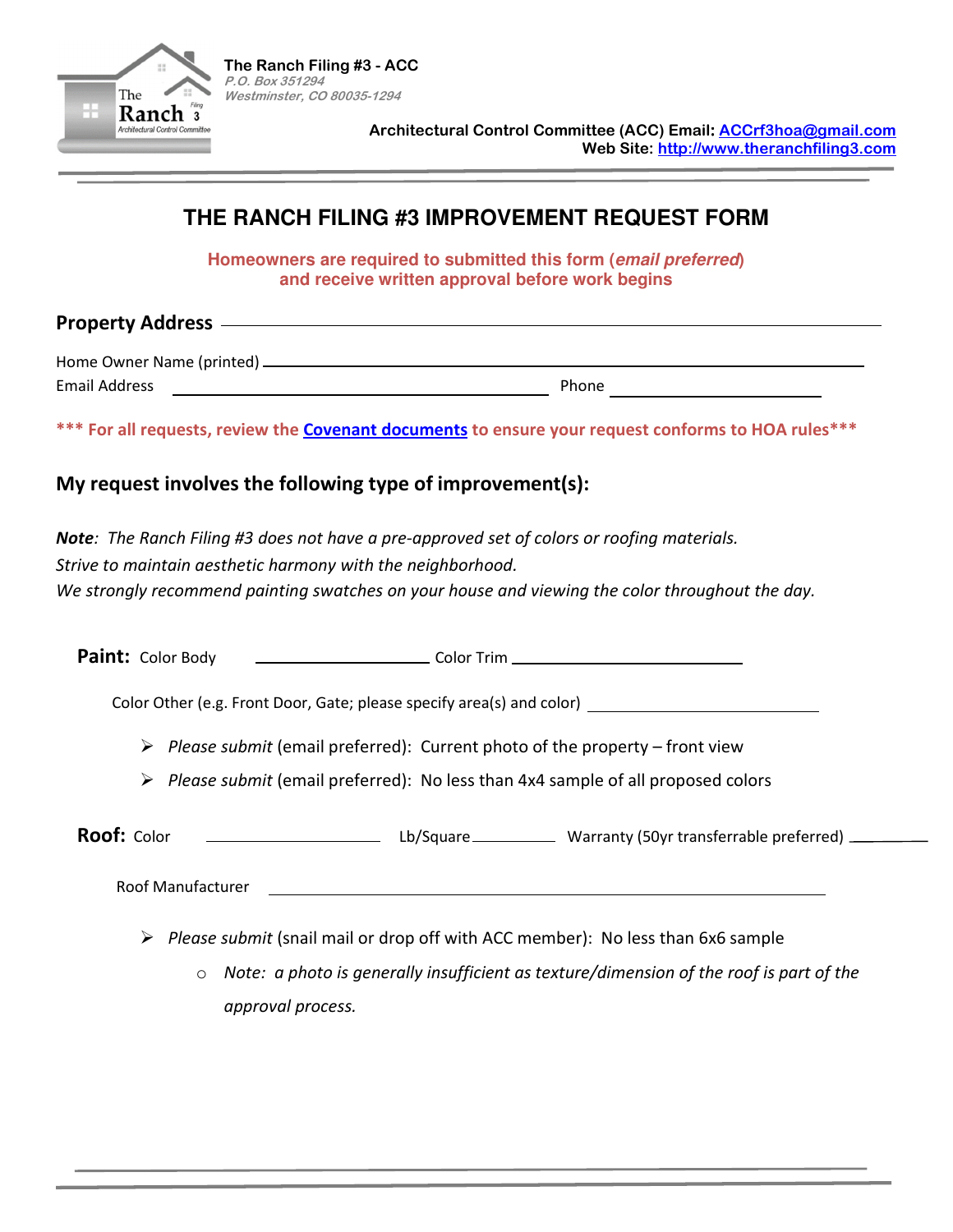**The Ranch Filing #3 - ACC**
*P.O. Box 351294*
*Westminster, CO 80035-1294*

**Architectural Control Committee (ACC) Email: ACCrf3hoa@gmail.com**
**Web Site: http://www.theranchfiling3.com**

# THE RANCH FILING #3 IMPROVEMENT REQUEST FORM

**Homeowners are required to submitted this form (*email preferred*) and receive written approval before work begins**

**Property Address** ______________________________

Home Owner Name (printed) ______________________________
Email Address ______________________________ Phone ______________________________

**\*\*\* For all requests, review the Covenant documents to ensure your request conforms to HOA rules\*\*\***

## My request involves the following type of improvement(s):

***Note***: *The Ranch Filing #3 does not have a pre-approved set of colors or roofing materials.*
*Strive to maintain aesthetic harmony with the neighborhood.*
*We strongly recommend painting swatches on your house and viewing the color throughout the day.*

**Paint:** Color Body ______________________ Color Trim ______________________

Color Other (e.g. Front Door, Gate; please specify area(s) and color) ______________________

- *Please submit* (email preferred): Current photo of the property – front view
- *Please submit* (email preferred): No less than 4x4 sample of all proposed colors

**Roof:** Color ______________________ Lb/Square ______________ Warranty (50yr transferrable preferred) __________

Roof Manufacturer ______________________________

- *Please submit* (snail mail or drop off with ACC member): No less than 6x6 sample
  - *Note: a photo is generally insufficient as texture/dimension of the roof is part of the approval process.*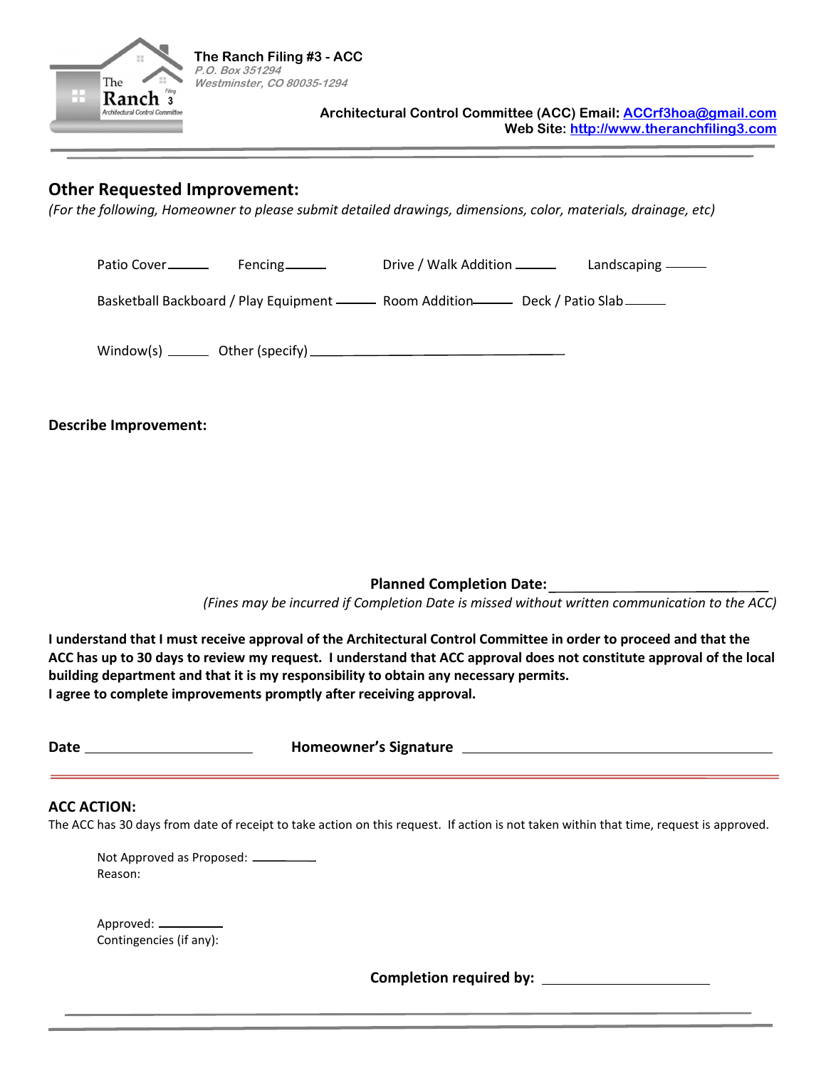**The Ranch Filing #3 - ACC**
*P.O. Box 351294*
*Westminster, CO 80035-1294*

**Architectural Control Committee (ACC) Email: ACCrf3hoa@gmail.com**
**Web Site: http://www.theranchfiling3.com**

## Other Requested Improvement:

*(For the following, Homeowner to please submit detailed drawings, dimensions, color, materials, drainage, etc)*

Patio Cover\_\_\_\_\_ Fencing\_\_\_\_\_ Drive / Walk Addition \_\_\_\_\_ Landscaping \_\_\_\_\_

Basketball Backboard / Play Equipment \_\_\_\_\_ Room Addition\_\_\_\_\_ Deck / Patio Slab\_\_\_\_\_

Window(s) \_\_\_\_\_ Other (specify)\_\_\_\_\_\_\_\_\_\_\_\_\_\_\_\_\_\_\_\_\_\_\_\_\_\_\_\_

**Describe Improvement:**

**Planned Completion Date:**\_\_\_\_\_\_\_\_\_\_\_\_\_\_\_\_\_\_\_\_\_\_\_\_

*(Fines may be incurred if Completion Date is missed without written communication to the ACC)*

**I understand that I must receive approval of the Architectural Control Committee in order to proceed and that the ACC has up to 30 days to review my request. I understand that ACC approval does not constitute approval of the local building department and that it is my responsibility to obtain any necessary permits.**
**I agree to complete improvements promptly after receiving approval.**

**Date** \_\_\_\_\_\_\_\_\_\_\_\_\_\_\_\_\_\_\_\_ **Homeowner's Signature** \_\_\_\_\_\_\_\_\_\_\_\_\_\_\_\_\_\_\_\_\_\_\_\_\_\_\_\_\_\_\_\_\_\_\_\_

### ACC ACTION:

The ACC has 30 days from date of receipt to take action on this request. If action is not taken within that time, request is approved.

Not Approved as Proposed: \_\_\_\_\_\_\_\_
Reason:

Approved: \_\_\_\_\_\_\_\_
Contingencies (if any):

**Completion required by:** \_\_\_\_\_\_\_\_\_\_\_\_\_\_\_\_\_\_\_\_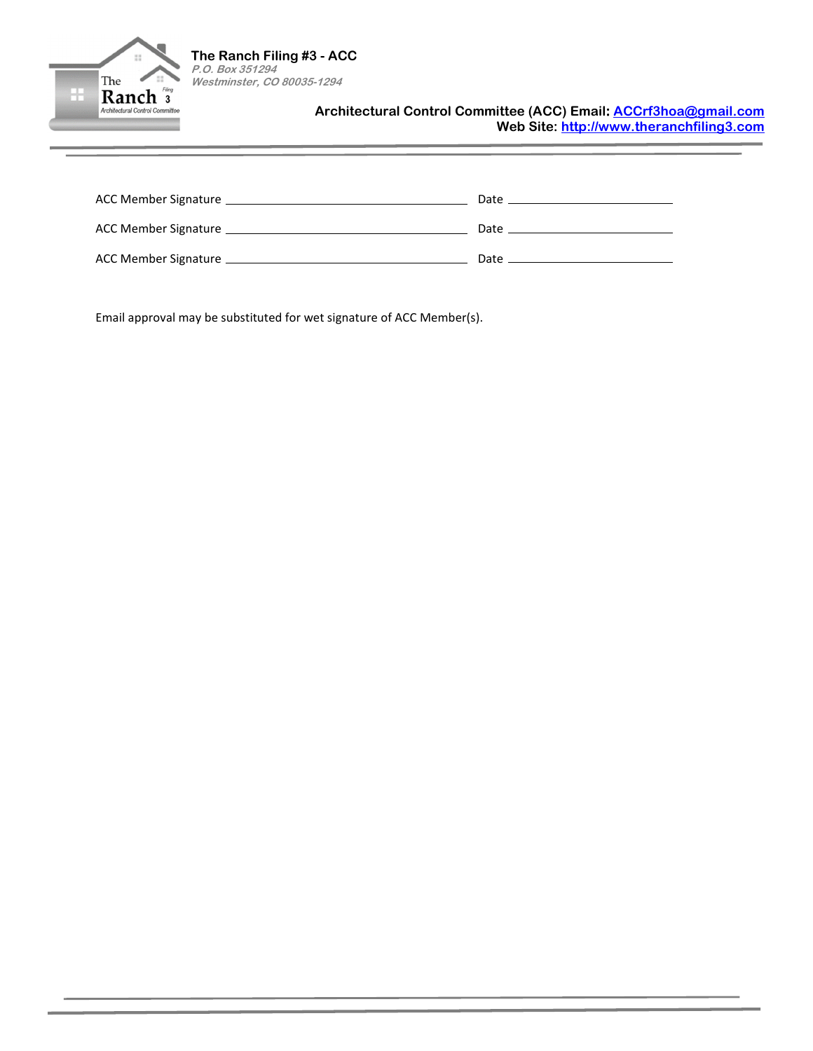**The Ranch Filing #3 - ACC**
*P.O. Box 351294*
*Westminster, CO 80035-1294*

**Architectural Control Committee (ACC) Email: ACCrf3hoa@gmail.com**
**Web Site: http://www.theranchfiling3.com**

ACC Member Signature ______________________________ Date ____________________

ACC Member Signature ______________________________ Date ____________________

ACC Member Signature ______________________________ Date ____________________

Email approval may be substituted for wet signature of ACC Member(s).